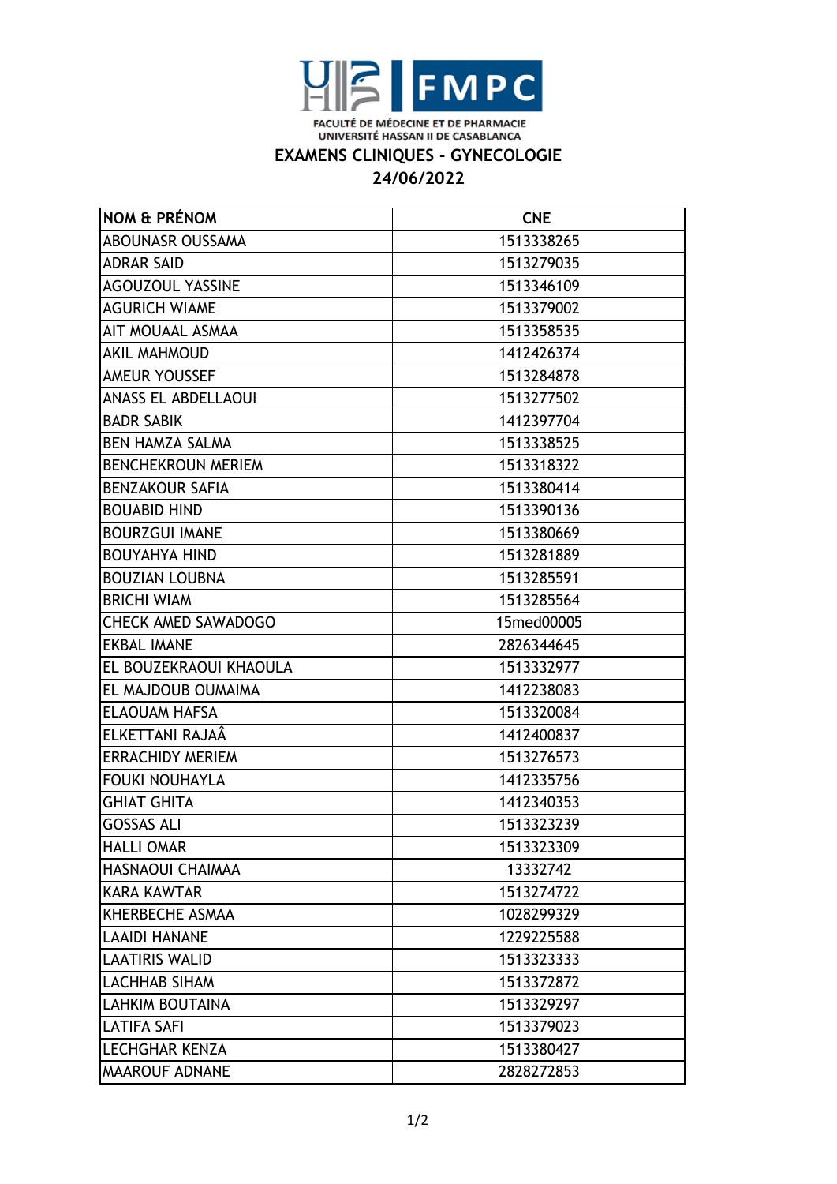FACULTÉ DE MÉDECINE ET DE PHARMACIE
UNIVERSITÉ HASSAN II DE CASABLANCA

# EXAMENS CLINIQUES - GYNECOLOGIE

## 24/06/2022

| NOM & PRÉNOM | CNE |
|---|---|
| ABOUNASR OUSSAMA | 1513338265 |
| ADRAR SAID | 1513279035 |
| AGOUZOUL YASSINE | 1513346109 |
| AGURICH WIAME | 1513379002 |
| AIT MOUAAL ASMAA | 1513358535 |
| AKIL MAHMOUD | 1412426374 |
| AMEUR YOUSSEF | 1513284878 |
| ANASS EL ABDELLAOUI | 1513277502 |
| BADR SABIK | 1412397704 |
| BEN HAMZA SALMA | 1513338525 |
| BENCHEKROUN MERIEM | 1513318322 |
| BENZAKOUR SAFIA | 1513380414 |
| BOUABID HIND | 1513390136 |
| BOURZGUI IMANE | 1513380669 |
| BOUYAHYA HIND | 1513281889 |
| BOUZIAN LOUBNA | 1513285591 |
| BRICHI WIAM | 1513285564 |
| CHECK AMED SAWADOGO | 15med00005 |
| EKBAL IMANE | 2826344645 |
| EL BOUZEKRAOUI KHAOULA | 1513332977 |
| EL MAJDOUB OUMAIMA | 1412238083 |
| ELAOUAM HAFSA | 1513320084 |
| ELKETTANI RAJAÂ | 1412400837 |
| ERRACHIDY MERIEM | 1513276573 |
| FOUKI NOUHAYLA | 1412335756 |
| GHIAT GHITA | 1412340353 |
| GOSSAS ALI | 1513323239 |
| HALLI OMAR | 1513323309 |
| HASNAOUI CHAIMAA | 13332742 |
| KARA KAWTAR | 1513274722 |
| KHERBECHE ASMAA | 1028299329 |
| LAAIDI HANANE | 1229225588 |
| LAATIRIS WALID | 1513323333 |
| LACHHAB SIHAM | 1513372872 |
| LAHKIM BOUTAINA | 1513329297 |
| LATIFA SAFI | 1513379023 |
| LECHGHAR KENZA | 1513380427 |
| MAAROUF ADNANE | 2828272853 |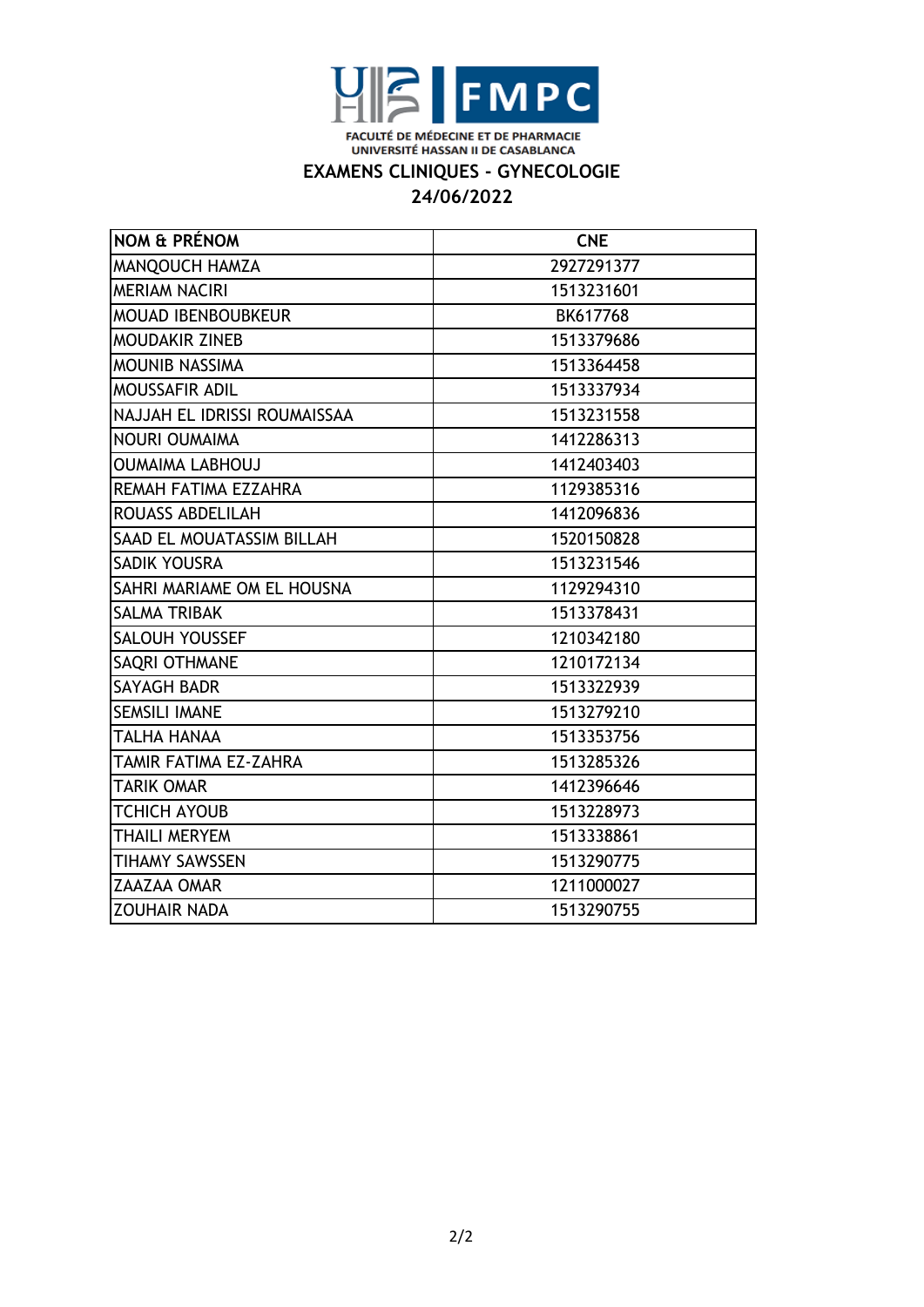FACULTÉ DE MÉDECINE ET DE PHARMACIE
UNIVERSITÉ HASSAN II DE CASABLANCA

## EXAMENS CLINIQUES - GYNECOLOGIE

## 24/06/2022

| NOM & PRÉNOM | CNE |
|---|---|
| MANQOUCH HAMZA | 2927291377 |
| MERIAM NACIRI | 1513231601 |
| MOUAD IBENBOUBKEUR | BK617768 |
| MOUDAKIR ZINEB | 1513379686 |
| MOUNIB NASSIMA | 1513364458 |
| MOUSSAFIR ADIL | 1513337934 |
| NAJJAH EL IDRISSI ROUMAISSAA | 1513231558 |
| NOURI OUMAIMA | 1412286313 |
| OUMAIMA LABHOUJ | 1412403403 |
| REMAH FATIMA EZZAHRA | 1129385316 |
| ROUASS ABDELILAH | 1412096836 |
| SAAD EL MOUATASSIM BILLAH | 1520150828 |
| SADIK YOUSRA | 1513231546 |
| SAHRI MARIAME OM EL HOUSNA | 1129294310 |
| SALMA TRIBAK | 1513378431 |
| SALOUH YOUSSEF | 1210342180 |
| SAQRI OTHMANE | 1210172134 |
| SAYAGH BADR | 1513322939 |
| SEMSILI IMANE | 1513279210 |
| TALHA HANAA | 1513353756 |
| TAMIR FATIMA EZ-ZAHRA | 1513285326 |
| TARIK OMAR | 1412396646 |
| TCHICH AYOUB | 1513228973 |
| THAILI MERYEM | 1513338861 |
| TIHAMY SAWSSEN | 1513290775 |
| ZAAZAA OMAR | 1211000027 |
| ZOUHAIR NADA | 1513290755 |